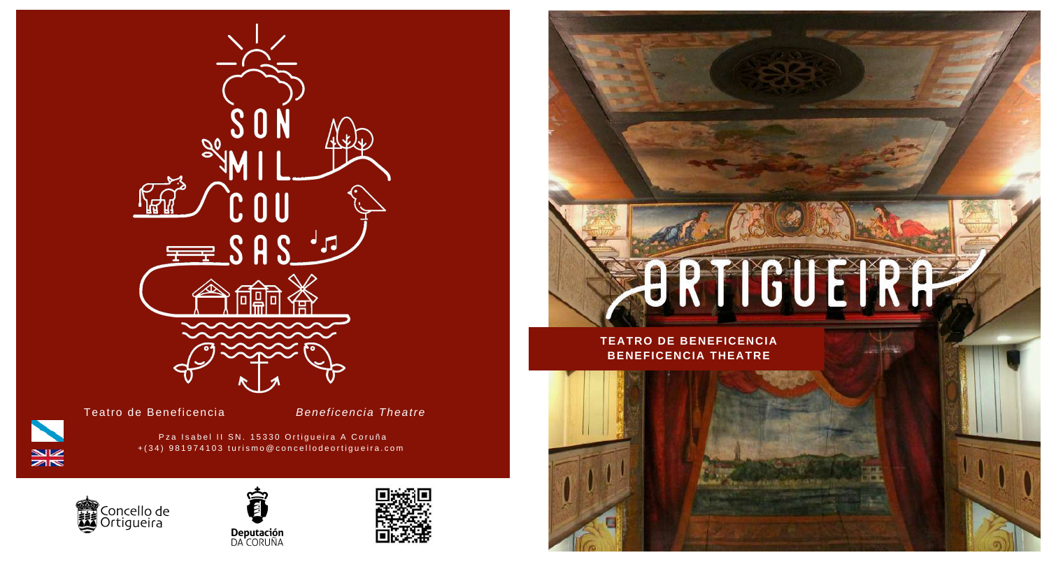SON MIL COUSAS

Teatro de Beneficencia *Beneficencia Theatre*

Pza Isabel II SN. 15330 Ortigueira A Coruña
+(34) 981974103 turismo@concellodeortigueira.com

Concello de Ortigueira

Deputación DA CORUÑA

# ORTIGUEIRA

**TEATRO DE BENEFICENCIA**
**BENEFICENCIA THEATRE**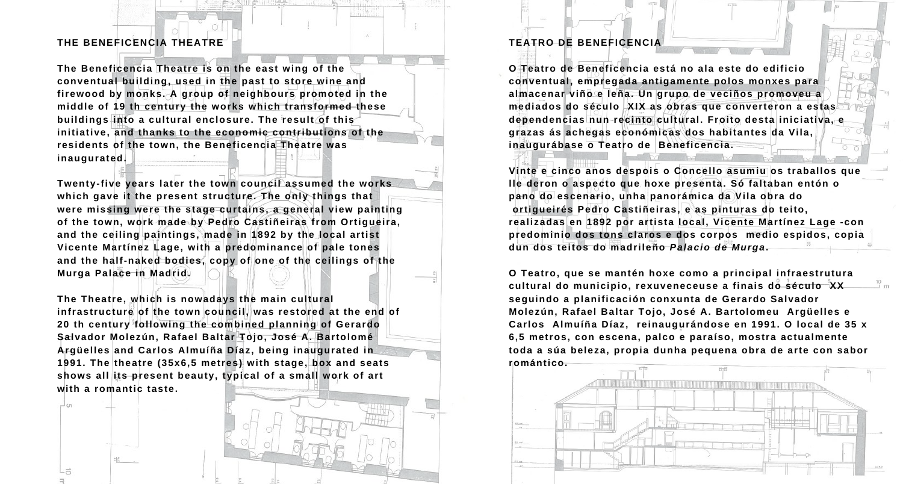## THE BENEFICENCIA THEATRE

The Beneficencia Theatre is on the east wing of the conventual building, used in the past to store wine and firewood by monks. A group of neighbours promoted in the middle of 19 th century the works which transformed these buildings into a cultural enclosure. The result of this initiative, and thanks to the economic contributions of the residents of the town, the Beneficencia Theatre was inaugurated.

Twenty-five years later the town council assumed the works which gave it the present structure. The only things that were missing were the stage curtains, a general view painting of the town, work made by Pedro Castiñeiras from Ortigueira, and the ceiling paintings, made in 1892 by the local artist Vicente Martínez Lage, with a predominance of pale tones and the half-naked bodies, copy of one of the ceilings of the Murga Palace in Madrid.

The Theatre, which is nowadays the main cultural infrastructure of the town council, was restored at the end of 20 th century following the combined planning of Gerardo Salvador Molezún, Rafael Baltar Tojo, José A. Bartolomé Argüelles and Carlos Almuíña Díaz, being inaugurated in 1991. The theatre (35x6,5 metres) with stage, box and seats shows all its present beauty, typical of a small work of art with a romantic taste.

## TEATRO DE BENEFICENCIA

O Teatro de Beneficencia está no ala este do edificio conventual, empregada antigamente polos monxes para almacenar viño e leña. Un grupo de veciños promoveu a mediados do século XIX as obras que converteron a estas dependencias nun recinto cultural. Froito desta iniciativa, e grazas ás achegas económicas dos habitantes da Vila, inaugurábase o Teatro de Beneficencia.

Vinte e cinco anos despois o Concello asumiu os traballos que lle deron o aspecto que hoxe presenta. Só faltaban entón o pano do escenario, unha panorámica da Vila obra do ortigueirés Pedro Castiñeiras, e as pinturas do teito, realizadas en 1892 por artista local, Vicente Martínez Lage -con predominio dos tons claros e dos corpos medio espidos, copia dun dos teitos do madrileño *Palacio de Murga*.

O Teatro, que se mantén hoxe como a principal infraestrutura cultural do municipio, rexuveneceuse a finais do século XX seguindo a planificación conxunta de Gerardo Salvador Molezún, Rafael Baltar Tojo, José A. Bartolomeu Argüelles e Carlos Almuíña Díaz, reinaugurándose en 1991. O local de 35 x 6,5 metros, con escena, palco e paraíso, mostra actualmente toda a súa beleza, propia dunha pequena obra de arte con sabor romántico.